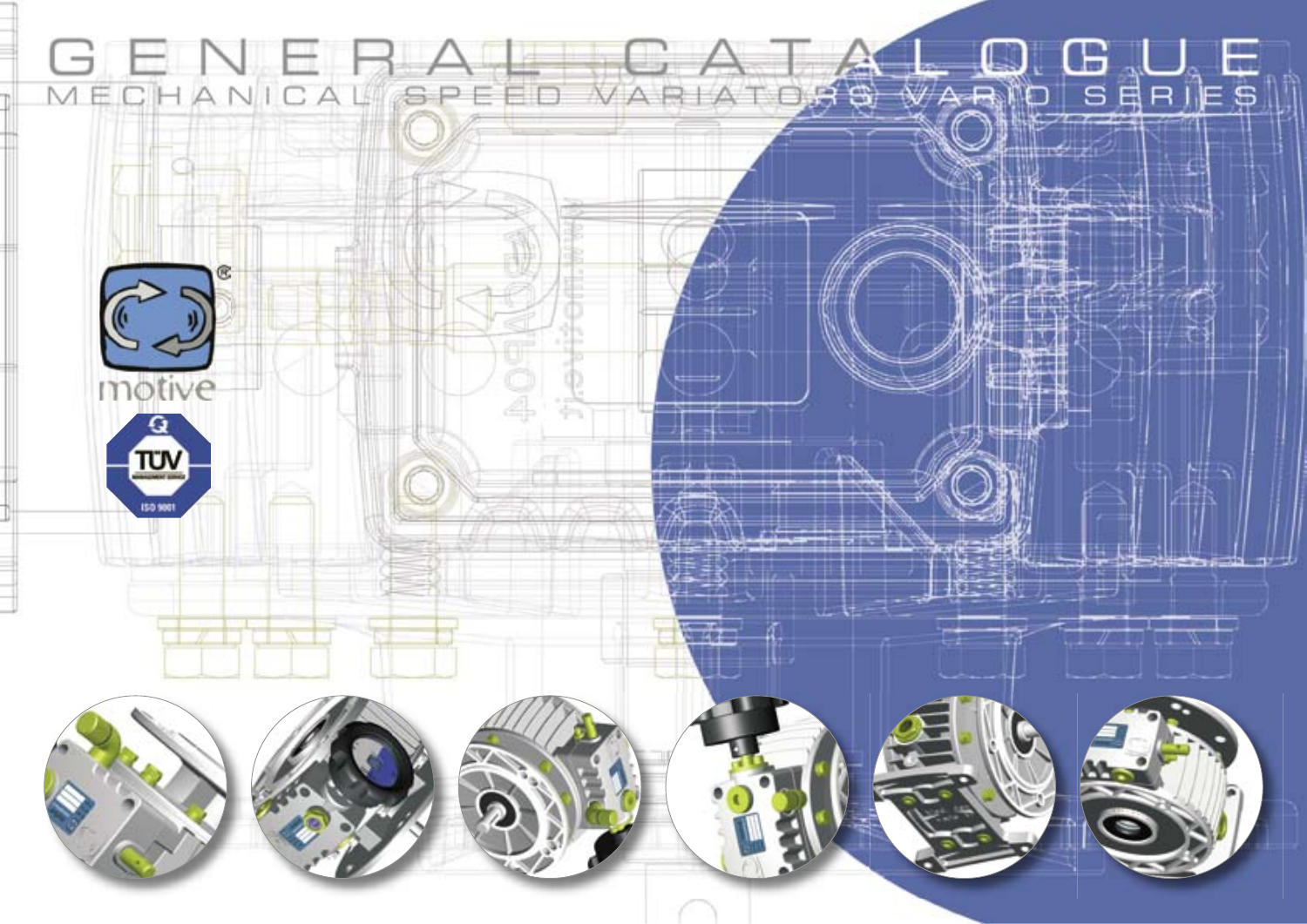# GENERAL CATALOGUE

## MECHANICAL SPEED VARIATORS VARIO SERIES

motive

TÜV ISO 9001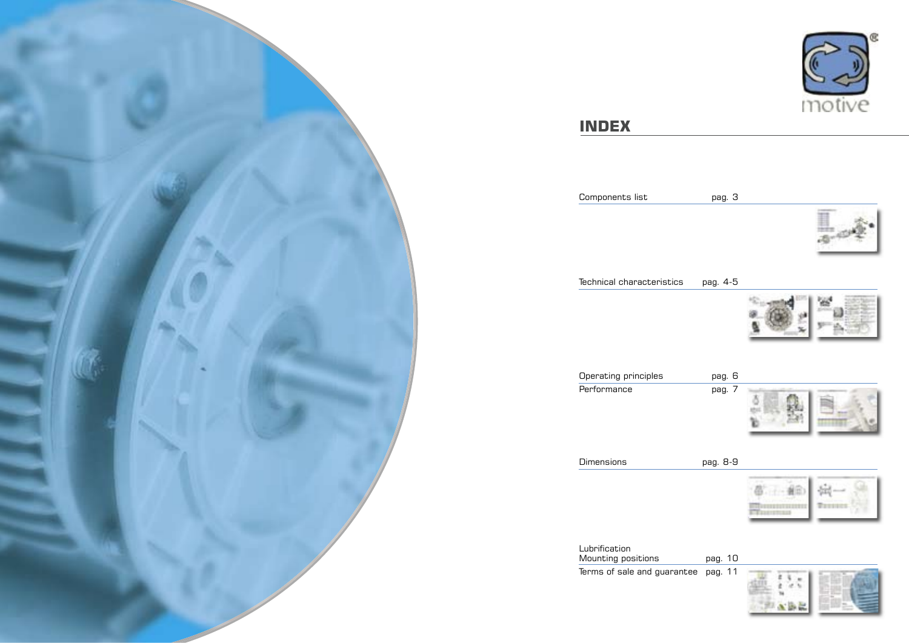# INDEX

Components list pag. 3

Technical characteristics pag. 4-5

Operating principles pag. 6

Performance pag. 7

Dimensions pag. 8-9

Lubrification
Mounting positions pag. 10

Terms of sale and guarantee pag. 11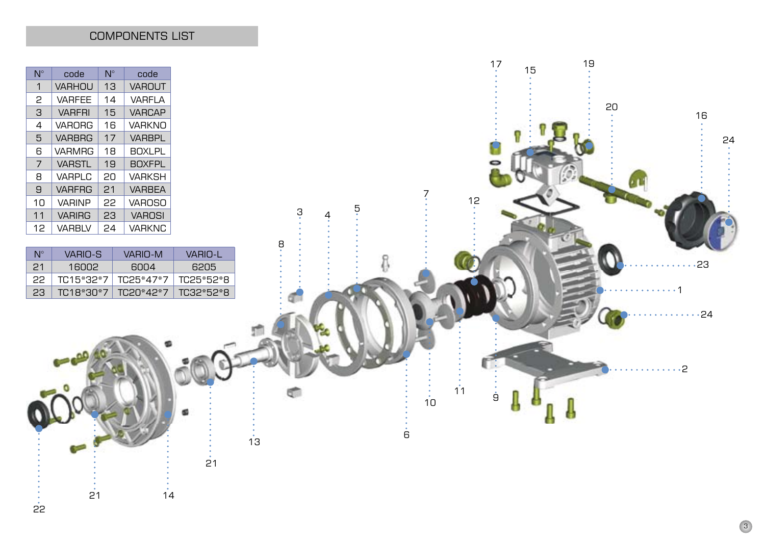## COMPONENTS LIST

| N° | code | N° | code |
|---|---|---|---|
| 1 | VARHOU | 13 | VAROUT |
| 2 | VARFEE | 14 | VARFLA |
| 3 | VARFRI | 15 | VARCAP |
| 4 | VARORG | 16 | VARKNO |
| 5 | VARBRG | 17 | VARBPL |
| 6 | VARMRG | 18 | BOXLPL |
| 7 | VARSTL | 19 | BOXFPL |
| 8 | VARPLC | 20 | VARKSH |
| 9 | VARFRG | 21 | VARBEA |
| 10 | VARINP | 22 | VAROSO |
| 11 | VARIRG | 23 | VAROSI |
| 12 | VARBLV | 24 | VARKNC |

| N° | VARIO-S | VARIO-M | VARIO-L |
|---|---|---|---|
| 21 | 16002 | 6004 | 6205 |
| 22 | TC15*32*7 | TC25*47*7 | TC25*52*8 |
| 23 | TC18*30*7 | TC20*42*7 | TC32*52*8 |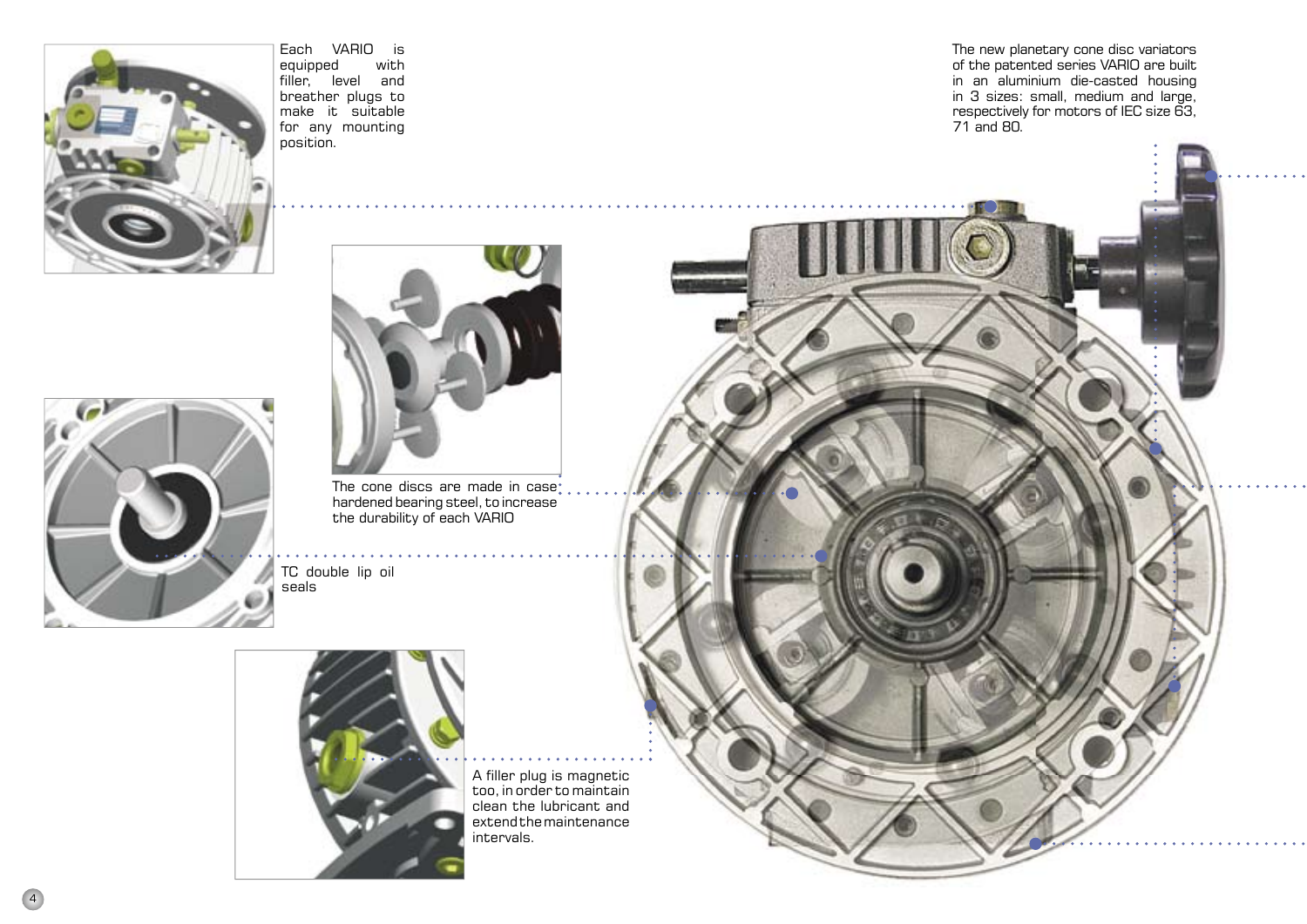Each VARIO is equipped with filler, level and breather plugs to make it suitable for any mounting position.

The new planetary cone disc variators of the patented series VARIO are built in an aluminium die-casted housing in 3 sizes: small, medium and large, respectively for motors of IEC size 63, 71 and 80.

The cone discs are made in case hardened bearing steel, to increase the durability of each VARIO

TC double lip oil seals

A filler plug is magnetic too, in order to maintain clean the lubricant and extend the maintenance intervals.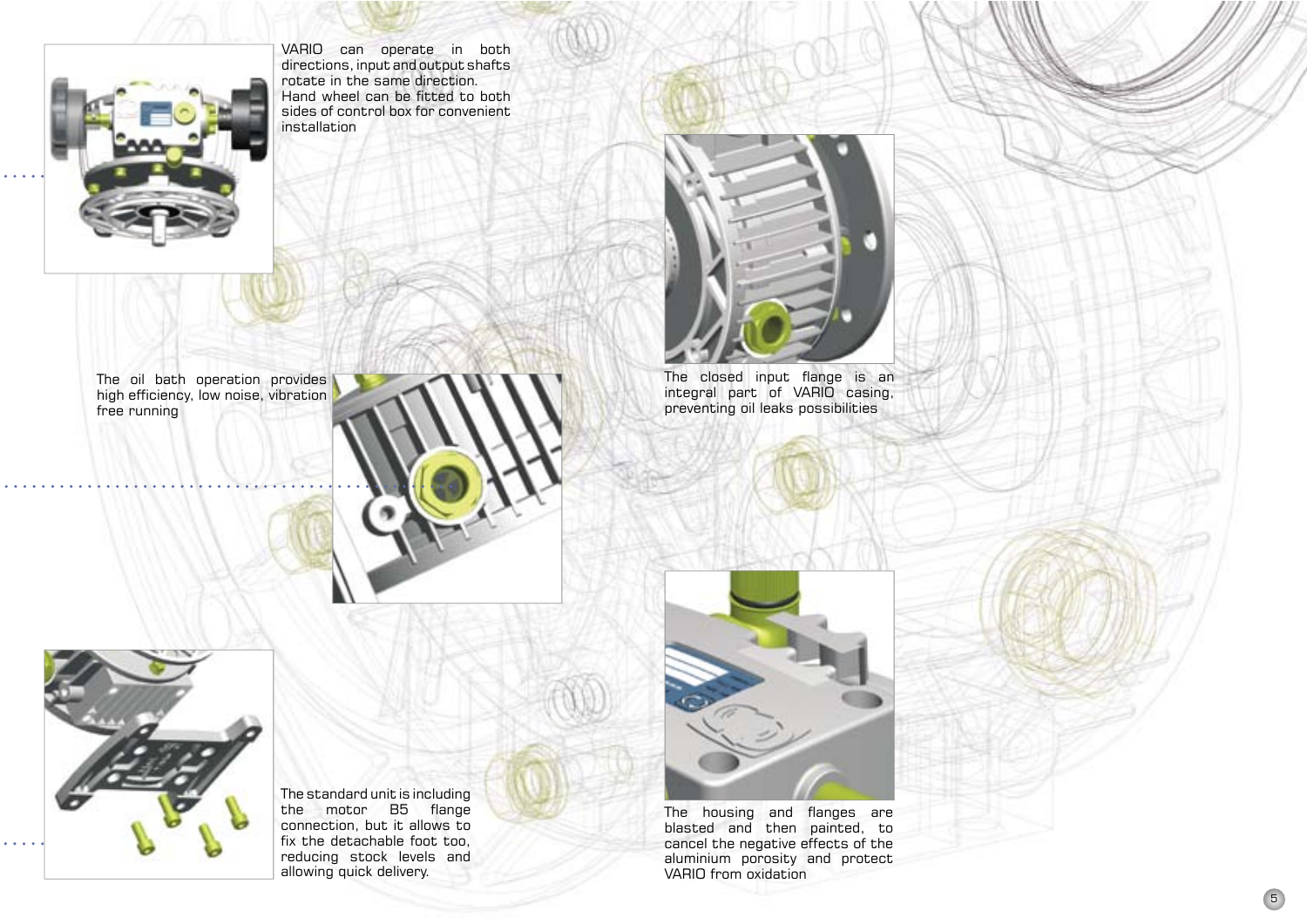VARIO can operate in both directions, input and output shafts rotate in the same direction. Hand wheel can be fitted to both sides of control box for convenient installation

The closed input flange is an integral part of VARIO casing, preventing oil leaks possibilities

The oil bath operation provides high efficiency, low noise, vibration free running

The standard unit is including the motor B5 flange connection, but it allows to fix the detachable foot too, reducing stock levels and allowing quick delivery.

The housing and flanges are blasted and then painted, to cancel the negative effects of the aluminium porosity and protect VARIO from oxidation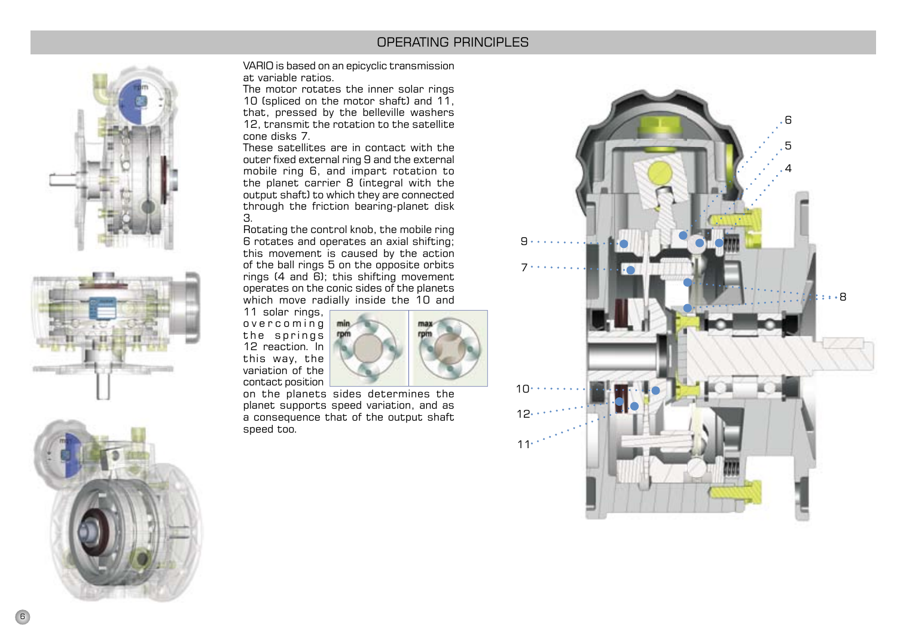# OPERATING PRINCIPLES

VARIO is based on an epicyclic transmission at variable ratios.

The motor rotates the inner solar rings 10 (spliced on the motor shaft) and 11, that, pressed by the belleville washers 12, transmit the rotation to the satellite cone disks 7.

These satellites are in contact with the outer fixed external ring 9 and the external mobile ring 6, and impart rotation to the planet carrier 8 (integral with the output shaft) to which they are connected through the friction bearing-planet disk 3.

Rotating the control knob, the mobile ring 6 rotates and operates an axial shifting; this movement is caused by the action of the ball rings 5 on the opposite orbits rings (4 and 6); this shifting movement operates on the conic sides of the planets which move radially inside the 10 and 11 solar rings, overcoming the springs 12 reaction. In this way, the variation of the contact position on the planets sides determines the planet supports speed variation, and as a consequence that of the output shaft speed too.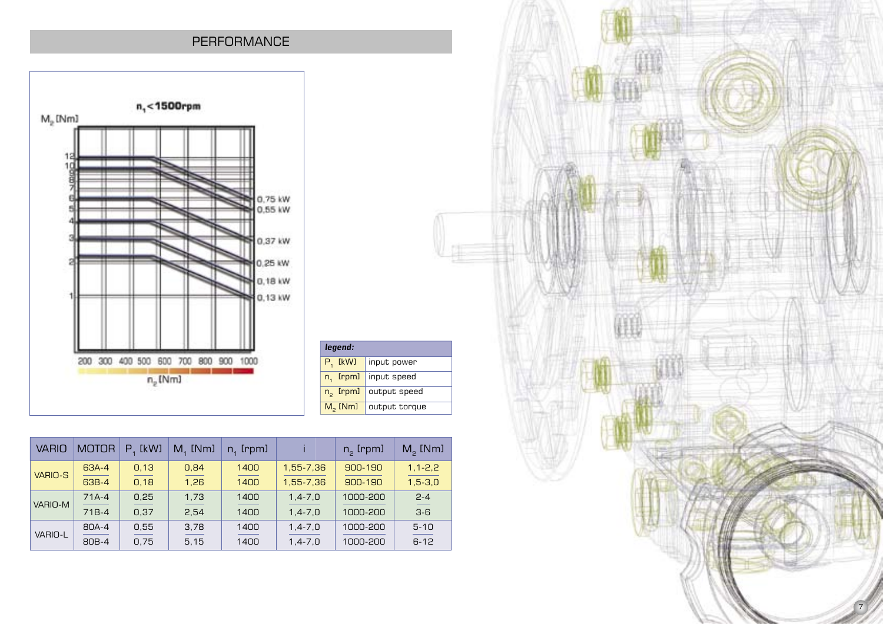## PERFORMANCE

| legend: | |
|---|---|
| $P_1$ [kW] | input power |
| $n_1$ [rpm] | input speed |
| $n_2$ [rpm] | output speed |
| $M_2$ [Nm] | output torque |

| VARIO | MOTOR | $P_1$ [kW] | $M_1$ [Nm] | $n_1$ [rpm] | i | $n_2$ [rpm] | $M_2$ [Nm] |
|---|---|---|---|---|---|---|---|
| VARIO-S | 63A-4 | 0,13 | 0,84 | 1400 | 1,55-7,36 | 900-190 | 1,1-2,2 |
| | 63B-4 | 0,18 | 1,26 | 1400 | 1,55-7,36 | 900-190 | 1,5-3,0 |
| VARIO-M | 71A-4 | 0,25 | 1,73 | 1400 | 1,4-7,0 | 1000-200 | 2-4 |
| | 71B-4 | 0,37 | 2,54 | 1400 | 1,4-7,0 | 1000-200 | 3-6 |
| VARIO-L | 80A-4 | 0,55 | 3,78 | 1400 | 1,4-7,0 | 1000-200 | 5-10 |
| | 80B-4 | 0,75 | 5,15 | 1400 | 1,4-7,0 | 1000-200 | 6-12 |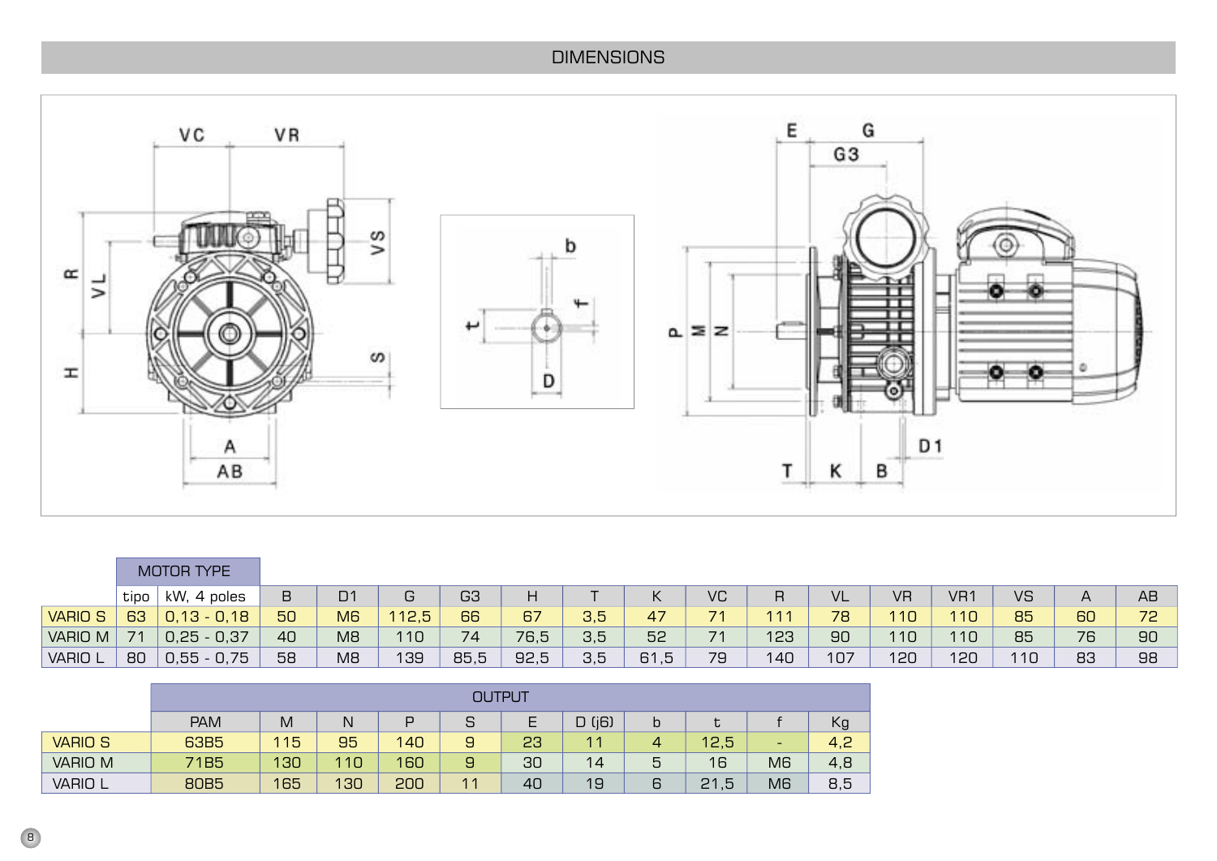# DIMENSIONS

| | MOTOR TYPE | | | | | | | | | | | | | | | | | |
|---|---|---|---|---|---|---|---|---|---|---|---|---|---|---|---|---|---|---|
| | tipo | kW, 4 poles | B | D1 | G | G3 | H | T | K | VC | R | VL | VR | VR1 | VS | A | AB |
| VARIO S | 63 | 0,13 - 0,18 | 50 | M6 | 112,5 | 66 | 67 | 3,5 | 47 | 71 | 111 | 78 | 110 | 110 | 85 | 60 | 72 |
| VARIO M | 71 | 0,25 - 0,37 | 40 | M8 | 110 | 74 | 76,5 | 3,5 | 52 | 71 | 123 | 90 | 110 | 110 | 85 | 76 | 90 |
| VARIO L | 80 | 0,55 - 0,75 | 58 | M8 | 139 | 85,5 | 92,5 | 3,5 | 61,5 | 79 | 140 | 107 | 120 | 120 | 110 | 83 | 98 |

| | OUTPUT | | | | | | | | | |
|---|---|---|---|---|---|---|---|---|---|---|
| | PAM | M | N | P | S | E | D (j6) | b | t | f | Kg |
| VARIO S | 63B5 | 115 | 95 | 140 | 9 | 23 | 11 | 4 | 12,5 | - | 4,2 |
| VARIO M | 71B5 | 130 | 110 | 160 | 9 | 30 | 14 | 5 | 16 | M6 | 4,8 |
| VARIO L | 80B5 | 165 | 130 | 200 | 11 | 40 | 19 | 6 | 21,5 | M6 | 8,5 |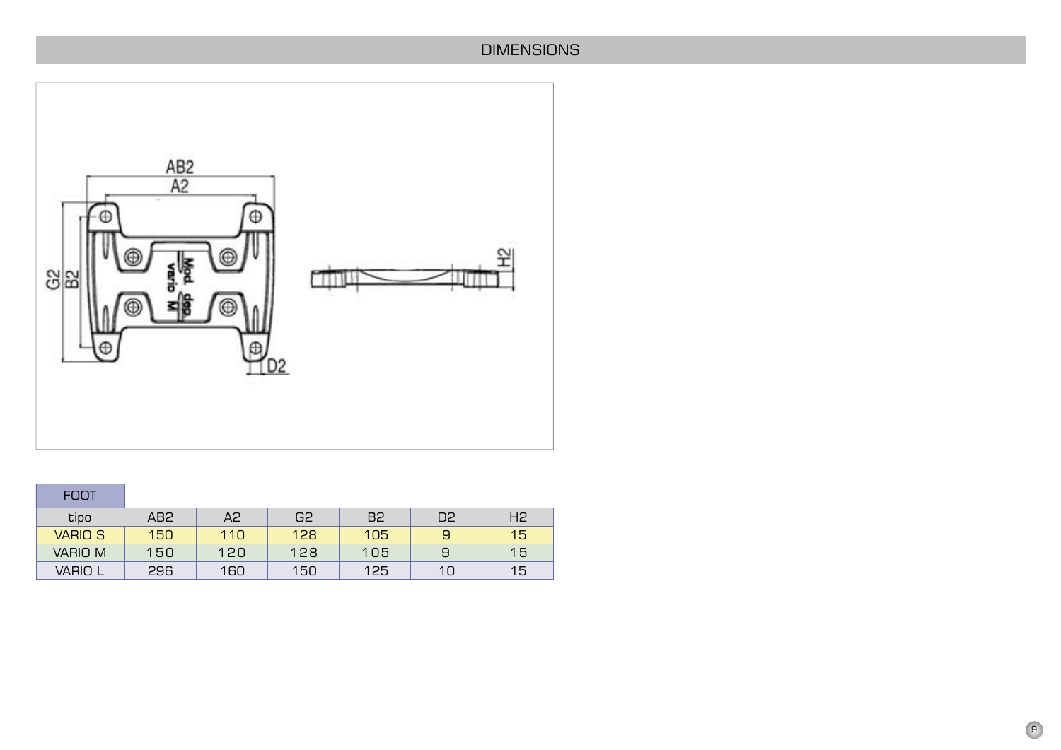## DIMENSIONS

| FOOT | | | | | | |
|---|---|---|---|---|---|---|
| tipo | AB2 | A2 | G2 | B2 | D2 | H2 |
| VARIO S | 150 | 110 | 128 | 105 | 9 | 15 |
| VARIO M | 150 | 120 | 128 | 105 | 9 | 15 |
| VARIO L | 296 | 160 | 150 | 125 | 10 | 15 |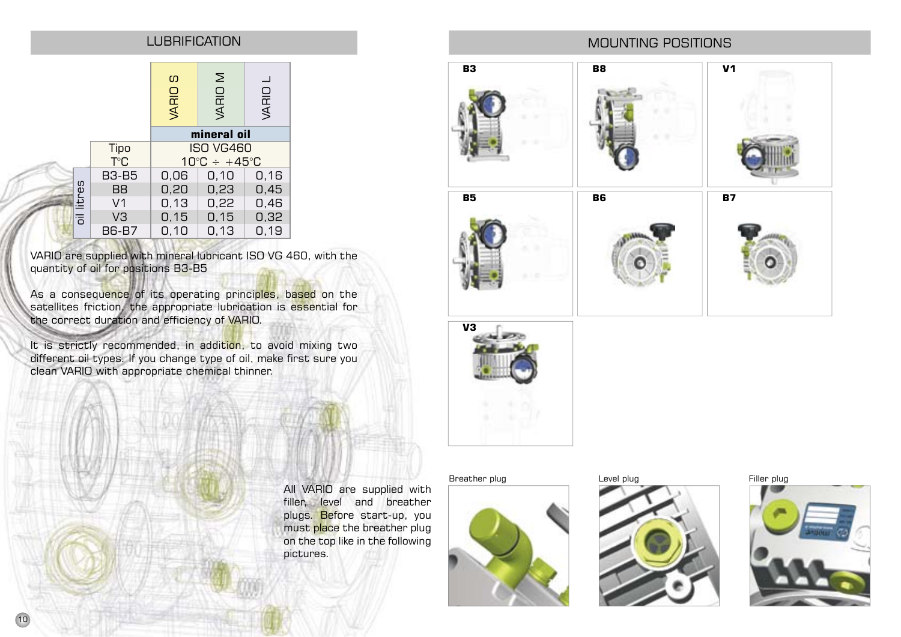## LUBRIFICATION

| | | VARIO S | VARIO M | VARIO L |
|---|---|---|---|---|
| | | mineral oil | | |
| | Tipo | ISO VG460 | | |
| | T°C | 10°C ÷ +45°C | | |
| oil litres | B3-B5 | 0,06 | 0,10 | 0,16 |
| | B8 | 0,20 | 0,23 | 0,45 |
| | V1 | 0,13 | 0,22 | 0,46 |
| | V3 | 0,15 | 0,15 | 0,32 |
| | B6-B7 | 0,10 | 0,13 | 0,19 |

VARIO are supplied with mineral lubricant ISO VG 460, with the quantity of oil for positions B3-B5

As a consequence of its operating principles, based on the satellites friction, the appropriate lubrication is essential for the correct duration and efficiency of VARIO.

It is strictly recommended, in addition, to avoid mixing two different oil types. If you change type of oil, make first sure you clean VARIO with appropriate chemical thinner.

All VARIO are supplied with filler, level and breather plugs. Before start-up, you must place the breather plug on the top like in the following pictures.

## MOUNTING POSITIONS

**B3** **B8** **V1**

**B5** **B6** **B7**

**V3**

Breather plug

Level plug

Filler plug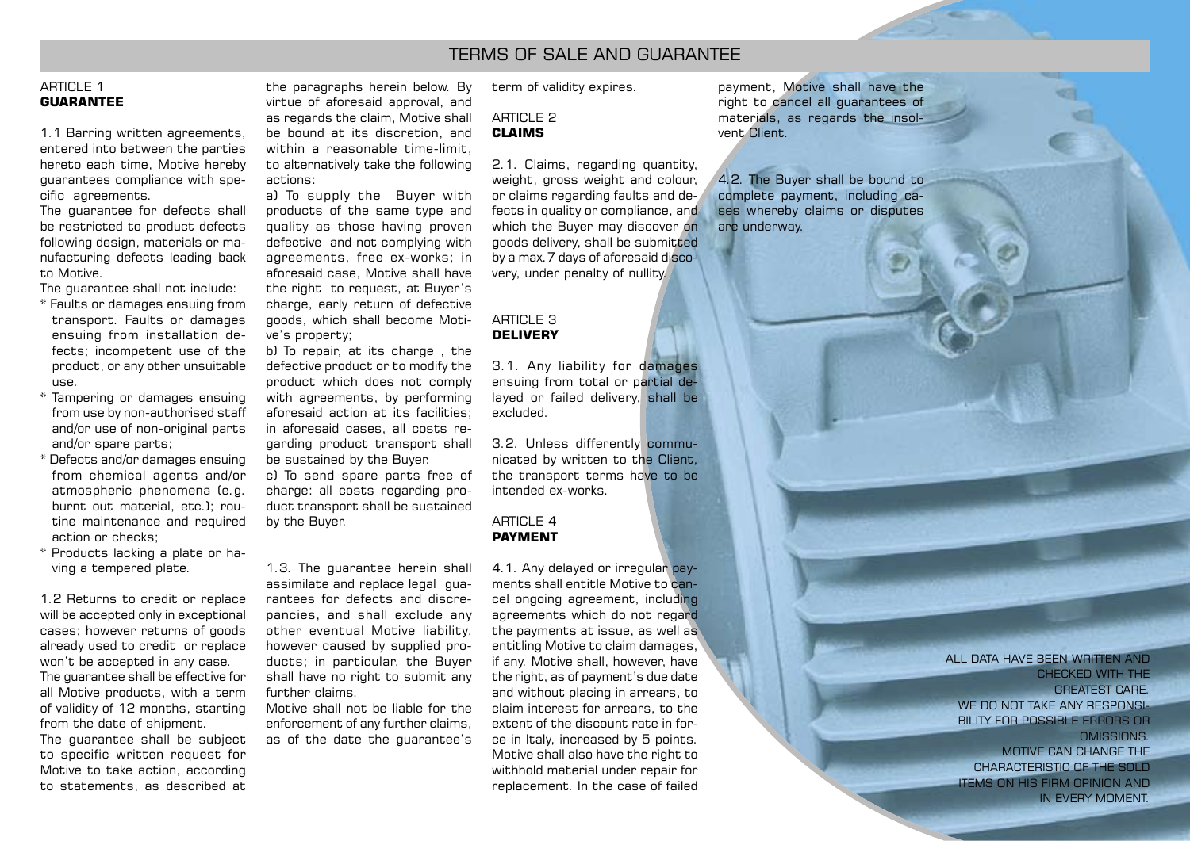# TERMS OF SALE AND GUARANTEE

ARTICLE 1
**GUARANTEE**

1.1 Barring written agreements, entered into between the parties hereto each time, Motive hereby guarantees compliance with specific agreements.
The guarantee for defects shall be restricted to product defects following design, materials or manufacturing defects leading back to Motive.
The guarantee shall not include:

* Faults or damages ensuing from transport. Faults or damages ensuing from installation defects; incompetent use of the product, or any other unsuitable use.
* Tampering or damages ensuing from use by non-authorised staff and/or use of non-original parts and/or spare parts;
* Defects and/or damages ensuing from chemical agents and/or atmospheric phenomena (e.g. burnt out material, etc.); routine maintenance and required action or checks;
* Products lacking a plate or having a tempered plate.

1.2 Returns to credit or replace will be accepted only in exceptional cases; however returns of goods already used to credit or replace won't be accepted in any case.
The guarantee shall be effective for all Motive products, with a term of validity of 12 months, starting from the date of shipment.
The guarantee shall be subject to specific written request for Motive to take action, according to statements, as described at the paragraphs herein below. By virtue of aforesaid approval, and as regards the claim, Motive shall be bound at its discretion, and within a reasonable time-limit, to alternatively take the following actions:
a) To supply the Buyer with products of the same type and quality as those having proven defective and not complying with agreements, free ex-works; in aforesaid case, Motive shall have the right to request, at Buyer's charge, early return of defective goods, which shall become Motive's property;
b) To repair, at its charge , the defective product or to modify the product which does not comply with agreements, by performing aforesaid action at its facilities; in aforesaid cases, all costs regarding product transport shall be sustained by the Buyer.
c) To send spare parts free of charge: all costs regarding product transport shall be sustained by the Buyer.

1.3. The guarantee herein shall assimilate and replace legal guarantees for defects and discrepancies, and shall exclude any other eventual Motive liability, however caused by supplied products; in particular, the Buyer shall have no right to submit any further claims.
Motive shall not be liable for the enforcement of any further claims, as of the date the guarantee's term of validity expires.

ARTICLE 2
**CLAIMS**

2.1. Claims, regarding quantity, weight, gross weight and colour, or claims regarding faults and defects in quality or compliance, and which the Buyer may discover on goods delivery, shall be submitted by a max. 7 days of aforesaid discovery, under penalty of nullity.

ARTICLE 3
**DELIVERY**

3.1. Any liability for damages ensuing from total or partial delayed or failed delivery, shall be excluded.

3.2. Unless differently communicated by written to the Client, the transport terms have to be intended ex-works.

ARTICLE 4
**PAYMENT**

4.1. Any delayed or irregular payments shall entitle Motive to cancel ongoing agreement, including agreements which do not regard the payments at issue, as well as entitling Motive to claim damages, if any. Motive shall, however, have the right, as of payment's due date and without placing in arrears, to claim interest for arrears, to the extent of the discount rate in force in Italy, increased by 5 points. Motive shall also have the right to withhold material under repair for replacement. In the case of failed payment, Motive shall have the right to cancel all guarantees of materials, as regards the insolvent Client.

4.2. The Buyer shall be bound to complete payment, including cases whereby claims or disputes are underway.

ALL DATA HAVE BEEN WRITTEN AND CHECKED WITH THE GREATEST CARE.
WE DO NOT TAKE ANY RESPONSIBILITY FOR POSSIBLE ERRORS OR OMISSIONS.
MOTIVE CAN CHANGE THE CHARACTERISTIC OF THE SOLD ITEMS ON HIS FIRM OPINION AND IN EVERY MOMENT.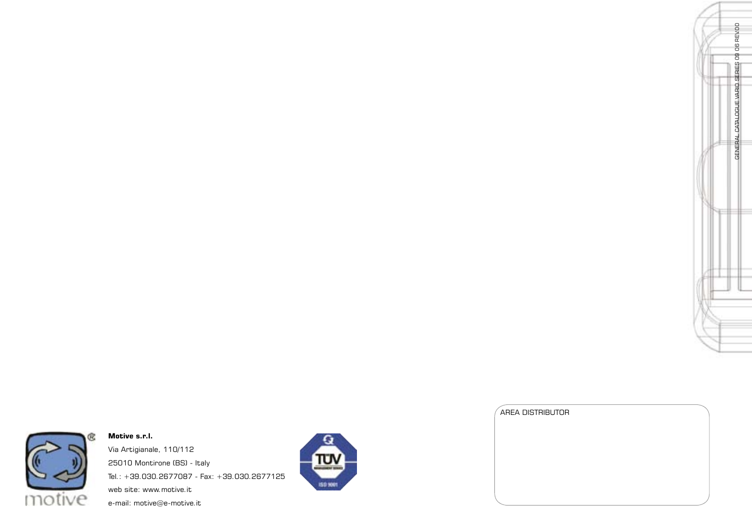GENERAL CATALOGUE VARIO SERIES 09 06 REV.00

AREA DISTRIBUTOR

**Motive s.r.l.**

Via Artigianale, 110/112

25010 Montirone (BS) - Italy

Tel.: +39.030.2677087 - Fax: +39.030.2677125

web site: www.motive.it

e-mail: motive@e-motive.it